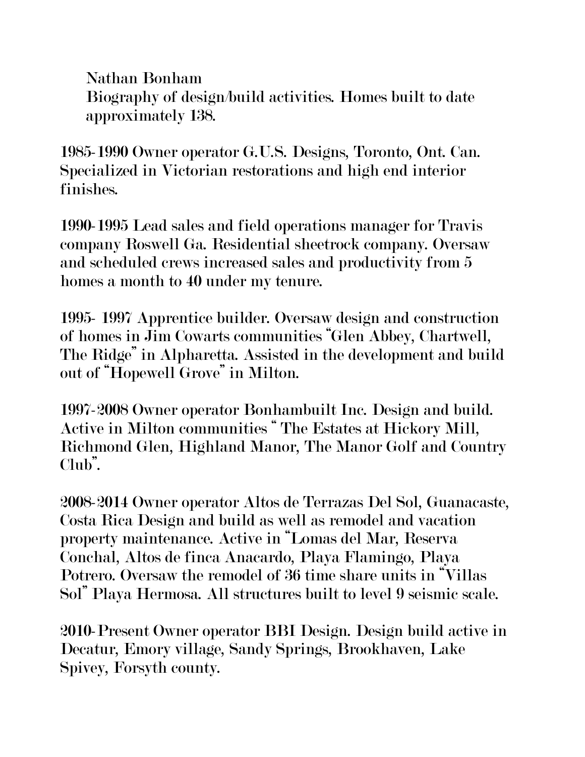Nathan Bonham
Biography of design/build activities. Homes built to date approximately 138.

**1985-1990 Owner operator G.U.S. Designs, Toronto, Ont. Can. Specialized in Victorian restorations and high end interior finishes.**

**1990-1995 Lead sales and field operations manager for Travis company Roswell Ga. Residential sheetrock company. Oversaw and scheduled crews increased sales and productivity from 5 homes a month to 40 under my tenure.**

**1995- 1997 Apprentice builder. Oversaw design and construction of homes in Jim Cowarts communities "Glen Abbey, Chartwell, The Ridge" in Alpharetta. Assisted in the development and build out of "Hopewell Grove" in Milton.**

**1997-2008 Owner operator Bonhambuilt Inc. Design and build. Active in Milton communities " The Estates at Hickory Mill, Richmond Glen, Highland Manor, The Manor Golf and Country Club".**

**2008-2014 Owner operator Altos de Terrazas Del Sol, Guanacaste, Costa Rica Design and build as well as remodel and vacation property maintenance. Active in "Lomas del Mar, Reserva Conchal, Altos de finca Anacardo, Playa Flamingo, Playa Potrero. Oversaw the remodel of 36 time share units in "Villas Sol" Playa Hermosa. All structures built to level 9 seismic scale.**

**2010-Present Owner operator BBI Design. Design build active in Decatur, Emory village, Sandy Springs, Brookhaven, Lake Spivey, Forsyth county.**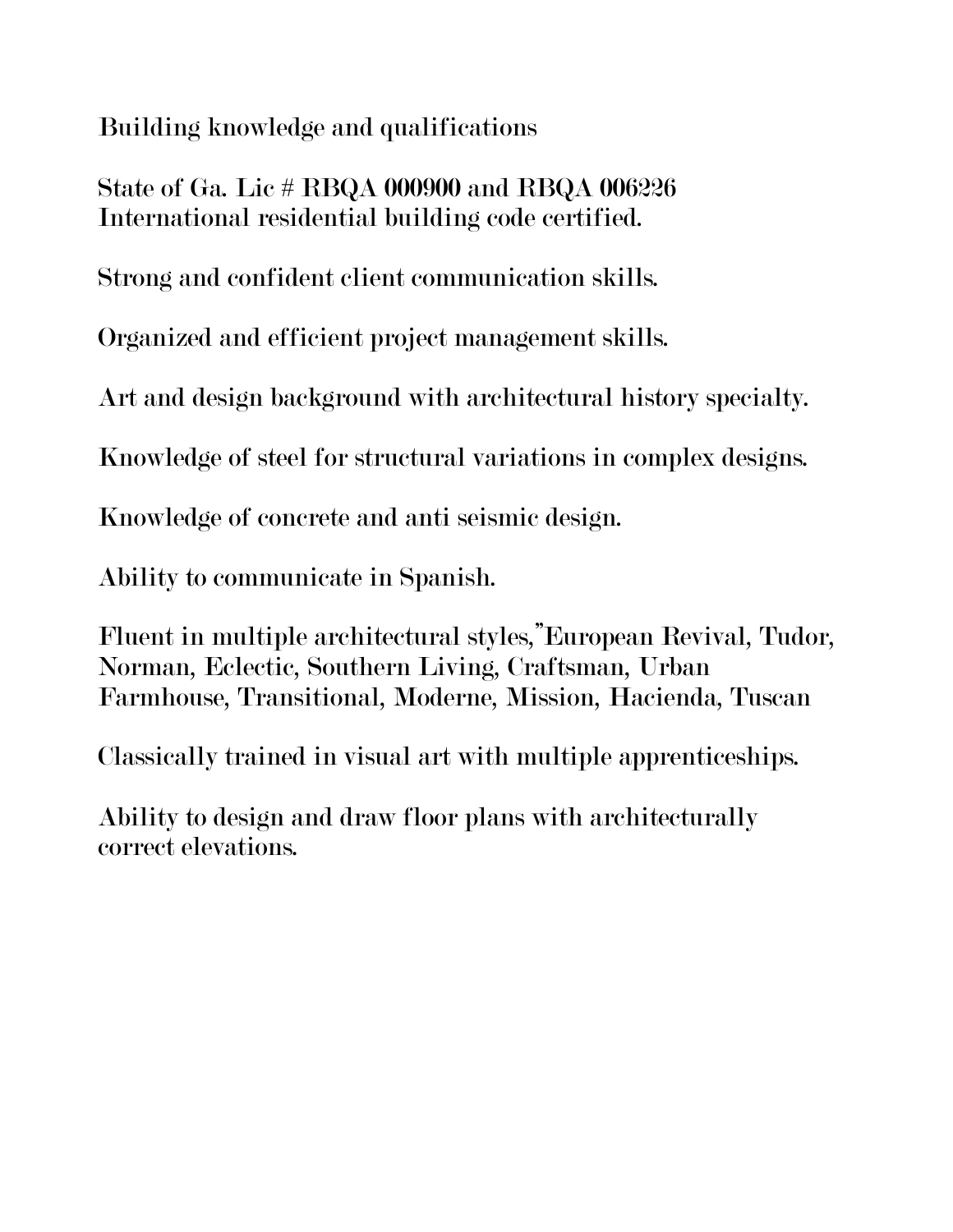Building knowledge and qualifications

State of Ga. Lic # RBQA 000900 and RBQA 006226
International residential building code certified.

Strong and confident client communication skills.

Organized and efficient project management skills.

Art and design background with architectural history specialty.

Knowledge of steel for structural variations in complex designs.

Knowledge of concrete and anti seismic design.

Ability to communicate in Spanish.

Fluent in multiple architectural styles,"European Revival, Tudor, Norman, Eclectic, Southern Living, Craftsman, Urban Farmhouse, Transitional, Moderne, Mission, Hacienda, Tuscan

Classically trained in visual art with multiple apprenticeships.

Ability to design and draw floor plans with architecturally correct elevations.